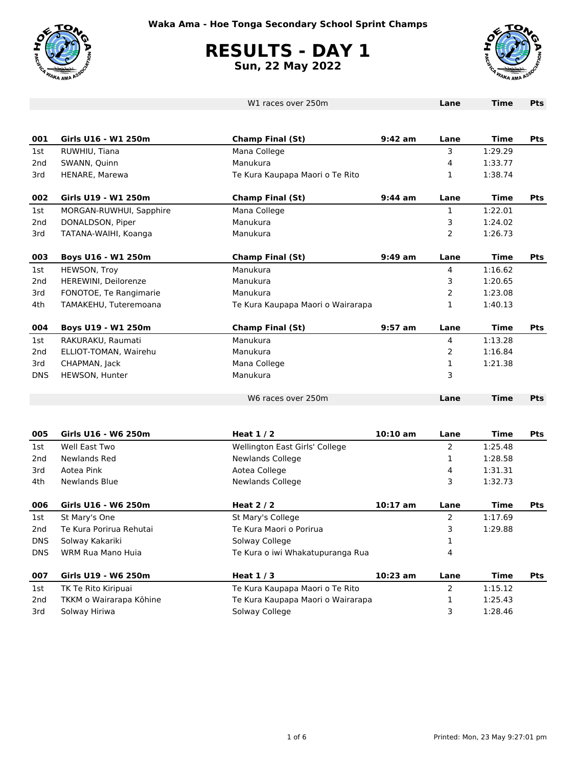Waka Ama - Hoe Tonga Secondary School Sprint Champs

# RESULTS - DAY 1

**Sun, 22 May 2022**

## W1 races over 250m

| **001** | **Girls U16 - W1 250m** | **Champ Final (St)** | **9:42 am** | **Lane** | **Time** | **Pts** |
|---|---|---|---|---|---|---|
| 1st | RUWHIU, Tiana | Mana College | | 3 | 1:29.29 | |
| 2nd | SWANN, Quinn | Manukura | | 4 | 1:33.77 | |
| 3rd | HENARE, Marewa | Te Kura Kaupapa Maori o Te Rito | | 1 | 1:38.74 | |

| **002** | **Girls U19 - W1 250m** | **Champ Final (St)** | **9:44 am** | **Lane** | **Time** | **Pts** |
|---|---|---|---|---|---|---|
| 1st | MORGAN-RUWHUI, Sapphire | Mana College | | 1 | 1:22.01 | |
| 2nd | DONALDSON, Piper | Manukura | | 3 | 1:24.02 | |
| 3rd | TATANA-WAIHI, Koanga | Manukura | | 2 | 1:26.73 | |

| **003** | **Boys U16 - W1 250m** | **Champ Final (St)** | **9:49 am** | **Lane** | **Time** | **Pts** |
|---|---|---|---|---|---|---|
| 1st | HEWSON, Troy | Manukura | | 4 | 1:16.62 | |
| 2nd | HEREWINI, Deilorenze | Manukura | | 3 | 1:20.65 | |
| 3rd | FONOTOE, Te Rangimarie | Manukura | | 2 | 1:23.08 | |
| 4th | TAMAKEHU, Tuteremoana | Te Kura Kaupapa Maori o Wairarapa | | 1 | 1:40.13 | |

| **004** | **Boys U19 - W1 250m** | **Champ Final (St)** | **9:57 am** | **Lane** | **Time** | **Pts** |
|---|---|---|---|---|---|---|
| 1st | RAKURAKU, Raumati | Manukura | | 4 | 1:13.28 | |
| 2nd | ELLIOT-TOMAN, Wairehu | Manukura | | 2 | 1:16.84 | |
| 3rd | CHAPMAN, Jack | Mana College | | 1 | 1:21.38 | |
| DNS | HEWSON, Hunter | Manukura | | 3 | | |

## W6 races over 250m

| **005** | **Girls U16 - W6 250m** | **Heat 1 / 2** | **10:10 am** | **Lane** | **Time** | **Pts** |
|---|---|---|---|---|---|---|
| 1st | Well East Two | Wellington East Girls' College | | 2 | 1:25.48 | |
| 2nd | Newlands Red | Newlands College | | 1 | 1:28.58 | |
| 3rd | Aotea Pink | Aotea College | | 4 | 1:31.31 | |
| 4th | Newlands Blue | Newlands College | | 3 | 1:32.73 | |

| **006** | **Girls U16 - W6 250m** | **Heat 2 / 2** | **10:17 am** | **Lane** | **Time** | **Pts** |
|---|---|---|---|---|---|---|
| 1st | St Mary's One | St Mary's College | | 2 | 1:17.69 | |
| 2nd | Te Kura Porirua Rehutai | Te Kura Maori o Porirua | | 3 | 1:29.88 | |
| DNS | Solway Kakariki | Solway College | | 1 | | |
| DNS | WRM Rua Mano Huia | Te Kura o iwi Whakatupuranga Rua | | 4 | | |

| **007** | **Girls U19 - W6 250m** | **Heat 1 / 3** | **10:23 am** | **Lane** | **Time** | **Pts** |
|---|---|---|---|---|---|---|
| 1st | TK Te Rito Kiripuai | Te Kura Kaupapa Maori o Te Rito | | 2 | 1:15.12 | |
| 2nd | TKKM o Wairarapa Kōhine | Te Kura Kaupapa Maori o Wairarapa | | 1 | 1:25.43 | |
| 3rd | Solway Hiriwa | Solway College | | 3 | 1:28.46 | |

Printed: Mon, 23 May 9:27:01 pm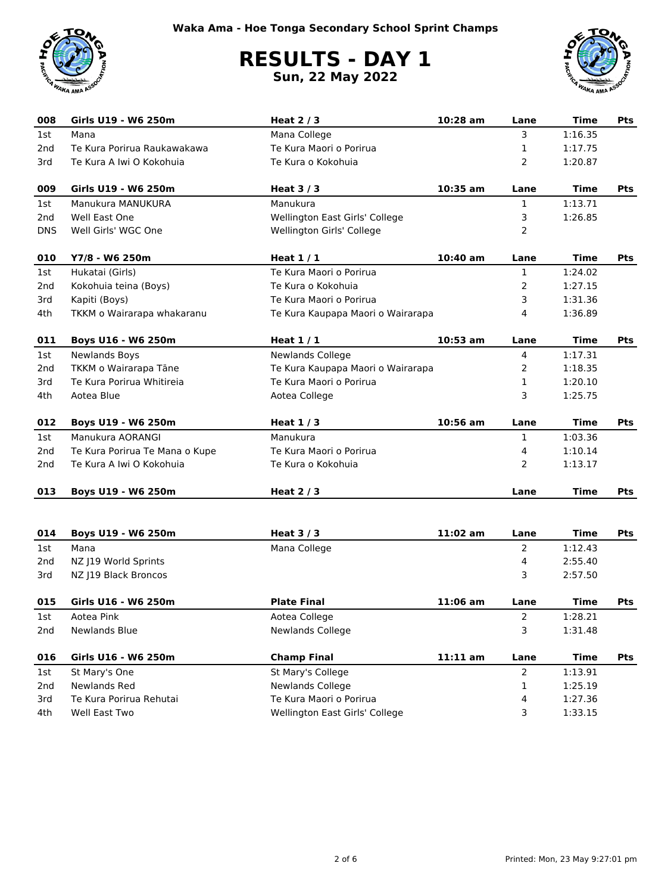Waka Ama - Hoe Tonga Secondary School Sprint Champs

# RESULTS - DAY 1

**Sun, 22 May 2022**

| 008 | Girls U19 - W6 250m | Heat 2 / 3 | 10:28 am | Lane | Time | Pts |
|---|---|---|---|---|---|---|
| 1st | Mana | Mana College | | 3 | 1:16.35 | |
| 2nd | Te Kura Porirua Raukawakawa | Te Kura Maori o Porirua | | 1 | 1:17.75 | |
| 3rd | Te Kura A Iwi O Kokohuia | Te Kura o Kokohuia | | 2 | 1:20.87 | |

| 009 | Girls U19 - W6 250m | Heat 3 / 3 | 10:35 am | Lane | Time | Pts |
|---|---|---|---|---|---|---|
| 1st | Manukura MANUKURA | Manukura | | 1 | 1:13.71 | |
| 2nd | Well East One | Wellington East Girls' College | | 3 | 1:26.85 | |
| DNS | Well Girls' WGC One | Wellington Girls' College | | 2 | | |

| 010 | Y7/8 - W6 250m | Heat 1 / 1 | 10:40 am | Lane | Time | Pts |
|---|---|---|---|---|---|---|
| 1st | Hukatai (Girls) | Te Kura Maori o Porirua | | 1 | 1:24.02 | |
| 2nd | Kokohuia teina (Boys) | Te Kura o Kokohuia | | 2 | 1:27.15 | |
| 3rd | Kapiti (Boys) | Te Kura Maori o Porirua | | 3 | 1:31.36 | |
| 4th | TKKM o Wairarapa whakaranu | Te Kura Kaupapa Maori o Wairarapa | | 4 | 1:36.89 | |

| 011 | Boys U16 - W6 250m | Heat 1 / 1 | 10:53 am | Lane | Time | Pts |
|---|---|---|---|---|---|---|
| 1st | Newlands Boys | Newlands College | | 4 | 1:17.31 | |
| 2nd | TKKM o Wairarapa Tāne | Te Kura Kaupapa Maori o Wairarapa | | 2 | 1:18.35 | |
| 3rd | Te Kura Porirua Whitireia | Te Kura Maori o Porirua | | 1 | 1:20.10 | |
| 4th | Aotea Blue | Aotea College | | 3 | 1:25.75 | |

| 012 | Boys U19 - W6 250m | Heat 1 / 3 | 10:56 am | Lane | Time | Pts |
|---|---|---|---|---|---|---|
| 1st | Manukura AORANGI | Manukura | | 1 | 1:03.36 | |
| 2nd | Te Kura Porirua Te Mana o Kupe | Te Kura Maori o Porirua | | 4 | 1:10.14 | |
| 2nd | Te Kura A Iwi O Kokohuia | Te Kura o Kokohuia | | 2 | 1:13.17 | |

| 013 | Boys U19 - W6 250m | Heat 2 / 3 | | Lane | Time | Pts |
|---|---|---|---|---|---|---|

| 014 | Boys U19 - W6 250m | Heat 3 / 3 | 11:02 am | Lane | Time | Pts |
|---|---|---|---|---|---|---|
| 1st | Mana | Mana College | | 2 | 1:12.43 | |
| 2nd | NZ J19 World Sprints | | | 4 | 2:55.40 | |
| 3rd | NZ J19 Black Broncos | | | 3 | 2:57.50 | |

| 015 | Girls U16 - W6 250m | Plate Final | 11:06 am | Lane | Time | Pts |
|---|---|---|---|---|---|---|
| 1st | Aotea Pink | Aotea College | | 2 | 1:28.21 | |
| 2nd | Newlands Blue | Newlands College | | 3 | 1:31.48 | |

| 016 | Girls U16 - W6 250m | Champ Final | 11:11 am | Lane | Time | Pts |
|---|---|---|---|---|---|---|
| 1st | St Mary's One | St Mary's College | | 2 | 1:13.91 | |
| 2nd | Newlands Red | Newlands College | | 1 | 1:25.19 | |
| 3rd | Te Kura Porirua Rehutai | Te Kura Maori o Porirua | | 4 | 1:27.36 | |
| 4th | Well East Two | Wellington East Girls' College | | 3 | 1:33.15 | |

Printed: Mon, 23 May 9:27:01 pm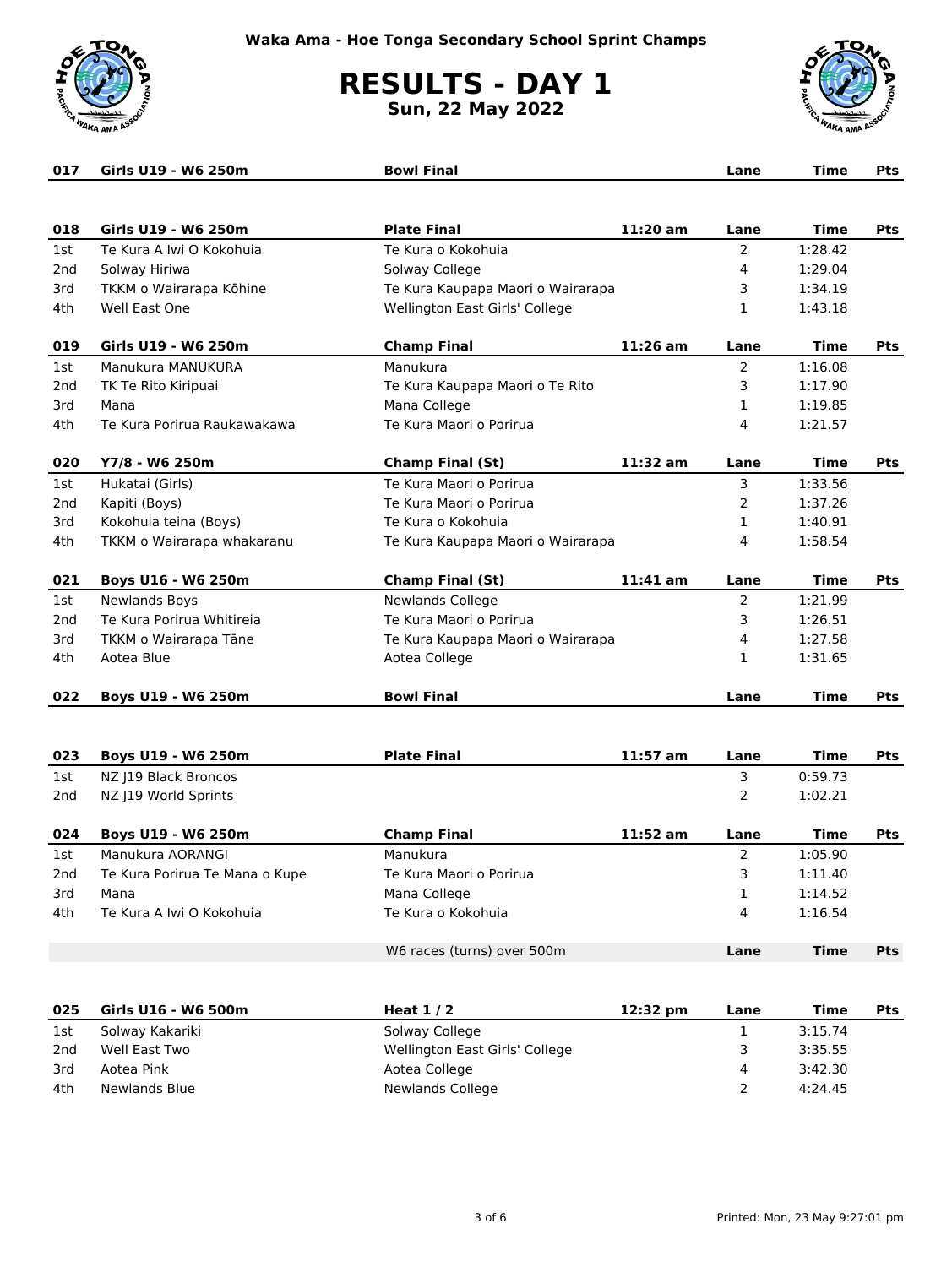Waka Ama - Hoe Tonga Secondary School Sprint Champs

# RESULTS - DAY 1

**Sun, 22 May 2022**

| 017 | Girls U19 - W6 250m | Bowl Final | | Lane | Time | Pts |
|---|---|---|---|---|---|---|

| 018 | Girls U19 - W6 250m | Plate Final | 11:20 am | Lane | Time | Pts |
|---|---|---|---|---|---|---|
| 1st | Te Kura A Iwi O Kokohuia | Te Kura o Kokohuia | | 2 | 1:28.42 | |
| 2nd | Solway Hiriwa | Solway College | | 4 | 1:29.04 | |
| 3rd | TKKM o Wairarapa Kōhine | Te Kura Kaupapa Maori o Wairarapa | | 3 | 1:34.19 | |
| 4th | Well East One | Wellington East Girls' College | | 1 | 1:43.18 | |

| 019 | Girls U19 - W6 250m | Champ Final | 11:26 am | Lane | Time | Pts |
|---|---|---|---|---|---|---|
| 1st | Manukura MANUKURA | Manukura | | 2 | 1:16.08 | |
| 2nd | TK Te Rito Kiripuai | Te Kura Kaupapa Maori o Te Rito | | 3 | 1:17.90 | |
| 3rd | Mana | Mana College | | 1 | 1:19.85 | |
| 4th | Te Kura Porirua Raukawakawa | Te Kura Maori o Porirua | | 4 | 1:21.57 | |

| 020 | Y7/8 - W6 250m | Champ Final (St) | 11:32 am | Lane | Time | Pts |
|---|---|---|---|---|---|---|
| 1st | Hukatai (Girls) | Te Kura Maori o Porirua | | 3 | 1:33.56 | |
| 2nd | Kapiti (Boys) | Te Kura Maori o Porirua | | 2 | 1:37.26 | |
| 3rd | Kokohuia teina (Boys) | Te Kura o Kokohuia | | 1 | 1:40.91 | |
| 4th | TKKM o Wairarapa whakaranu | Te Kura Kaupapa Maori o Wairarapa | | 4 | 1:58.54 | |

| 021 | Boys U16 - W6 250m | Champ Final (St) | 11:41 am | Lane | Time | Pts |
|---|---|---|---|---|---|---|
| 1st | Newlands Boys | Newlands College | | 2 | 1:21.99 | |
| 2nd | Te Kura Porirua Whitireia | Te Kura Maori o Porirua | | 3 | 1:26.51 | |
| 3rd | TKKM o Wairarapa Tāne | Te Kura Kaupapa Maori o Wairarapa | | 4 | 1:27.58 | |
| 4th | Aotea Blue | Aotea College | | 1 | 1:31.65 | |

| 022 | Boys U19 - W6 250m | Bowl Final | | Lane | Time | Pts |
|---|---|---|---|---|---|---|

| 023 | Boys U19 - W6 250m | Plate Final | 11:57 am | Lane | Time | Pts |
|---|---|---|---|---|---|---|
| 1st | NZ J19 Black Broncos | | | 3 | 0:59.73 | |
| 2nd | NZ J19 World Sprints | | | 2 | 1:02.21 | |

| 024 | Boys U19 - W6 250m | Champ Final | 11:52 am | Lane | Time | Pts |
|---|---|---|---|---|---|---|
| 1st | Manukura AORANGI | Manukura | | 2 | 1:05.90 | |
| 2nd | Te Kura Porirua Te Mana o Kupe | Te Kura Maori o Porirua | | 3 | 1:11.40 | |
| 3rd | Mana | Mana College | | 1 | 1:14.52 | |
| 4th | Te Kura A Iwi O Kokohuia | Te Kura o Kokohuia | | 4 | 1:16.54 | |

| | | W6 races (turns) over 500m | | Lane | Time | Pts |
|---|---|---|---|---|---|---|

| 025 | Girls U16 - W6 500m | Heat 1 / 2 | 12:32 pm | Lane | Time | Pts |
|---|---|---|---|---|---|---|
| 1st | Solway Kakariki | Solway College | | 1 | 3:15.74 | |
| 2nd | Well East Two | Wellington East Girls' College | | 3 | 3:35.55 | |
| 3rd | Aotea Pink | Aotea College | | 4 | 3:42.30 | |
| 4th | Newlands Blue | Newlands College | | 2 | 4:24.45 | |

Printed: Mon, 23 May 9:27:01 pm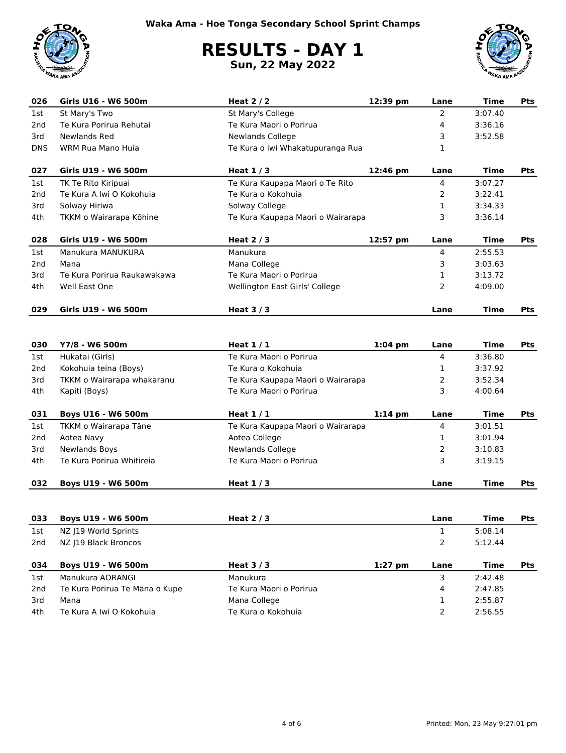Waka Ama - Hoe Tonga Secondary School Sprint Champs

# RESULTS - DAY 1

**Sun, 22 May 2022**

| 026 | Girls U16 - W6 500m | Heat 2 / 2 | 12:39 pm | Lane | Time | Pts |
|---|---|---|---|---|---|---|
| 1st | St Mary's Two | St Mary's College | | 2 | 3:07.40 | |
| 2nd | Te Kura Porirua Rehutai | Te Kura Maori o Porirua | | 4 | 3:36.16 | |
| 3rd | Newlands Red | Newlands College | | 3 | 3:52.58 | |
| DNS | WRM Rua Mano Huia | Te Kura o iwi Whakatupuranga Rua | | 1 | | |

| 027 | Girls U19 - W6 500m | Heat 1 / 3 | 12:46 pm | Lane | Time | Pts |
|---|---|---|---|---|---|---|
| 1st | TK Te Rito Kiripuai | Te Kura Kaupapa Maori o Te Rito | | 4 | 3:07.27 | |
| 2nd | Te Kura A Iwi O Kokohuia | Te Kura o Kokohuia | | 2 | 3:22.41 | |
| 3rd | Solway Hiriwa | Solway College | | 1 | 3:34.33 | |
| 4th | TKKM o Wairarapa Kōhine | Te Kura Kaupapa Maori o Wairarapa | | 3 | 3:36.14 | |

| 028 | Girls U19 - W6 500m | Heat 2 / 3 | 12:57 pm | Lane | Time | Pts |
|---|---|---|---|---|---|---|
| 1st | Manukura MANUKURA | Manukura | | 4 | 2:55.53 | |
| 2nd | Mana | Mana College | | 3 | 3:03.63 | |
| 3rd | Te Kura Porirua Raukawakawa | Te Kura Maori o Porirua | | 1 | 3:13.72 | |
| 4th | Well East One | Wellington East Girls' College | | 2 | 4:09.00 | |

| 029 | Girls U19 - W6 500m | Heat 3 / 3 | | Lane | Time | Pts |
|---|---|---|---|---|---|---|

| 030 | Y7/8 - W6 500m | Heat 1 / 1 | 1:04 pm | Lane | Time | Pts |
|---|---|---|---|---|---|---|
| 1st | Hukatai (Girls) | Te Kura Maori o Porirua | | 4 | 3:36.80 | |
| 2nd | Kokohuia teina (Boys) | Te Kura o Kokohuia | | 1 | 3:37.92 | |
| 3rd | TKKM o Wairarapa whakaranu | Te Kura Kaupapa Maori o Wairarapa | | 2 | 3:52.34 | |
| 4th | Kapiti (Boys) | Te Kura Maori o Porirua | | 3 | 4:00.64 | |

| 031 | Boys U16 - W6 500m | Heat 1 / 1 | 1:14 pm | Lane | Time | Pts |
|---|---|---|---|---|---|---|
| 1st | TKKM o Wairarapa Tāne | Te Kura Kaupapa Maori o Wairarapa | | 4 | 3:01.51 | |
| 2nd | Aotea Navy | Aotea College | | 1 | 3:01.94 | |
| 3rd | Newlands Boys | Newlands College | | 2 | 3:10.83 | |
| 4th | Te Kura Porirua Whitireia | Te Kura Maori o Porirua | | 3 | 3:19.15 | |

| 032 | Boys U19 - W6 500m | Heat 1 / 3 | | Lane | Time | Pts |
|---|---|---|---|---|---|---|

| 033 | Boys U19 - W6 500m | Heat 2 / 3 | | Lane | Time | Pts |
|---|---|---|---|---|---|---|
| 1st | NZ J19 World Sprints | | | 1 | 5:08.14 | |
| 2nd | NZ J19 Black Broncos | | | 2 | 5:12.44 | |

| 034 | Boys U19 - W6 500m | Heat 3 / 3 | 1:27 pm | Lane | Time | Pts |
|---|---|---|---|---|---|---|
| 1st | Manukura AORANGI | Manukura | | 3 | 2:42.48 | |
| 2nd | Te Kura Porirua Te Mana o Kupe | Te Kura Maori o Porirua | | 4 | 2:47.85 | |
| 3rd | Mana | Mana College | | 1 | 2:55.87 | |
| 4th | Te Kura A Iwi O Kokohuia | Te Kura o Kokohuia | | 2 | 2:56.55 | |

Printed: Mon, 23 May 9:27:01 pm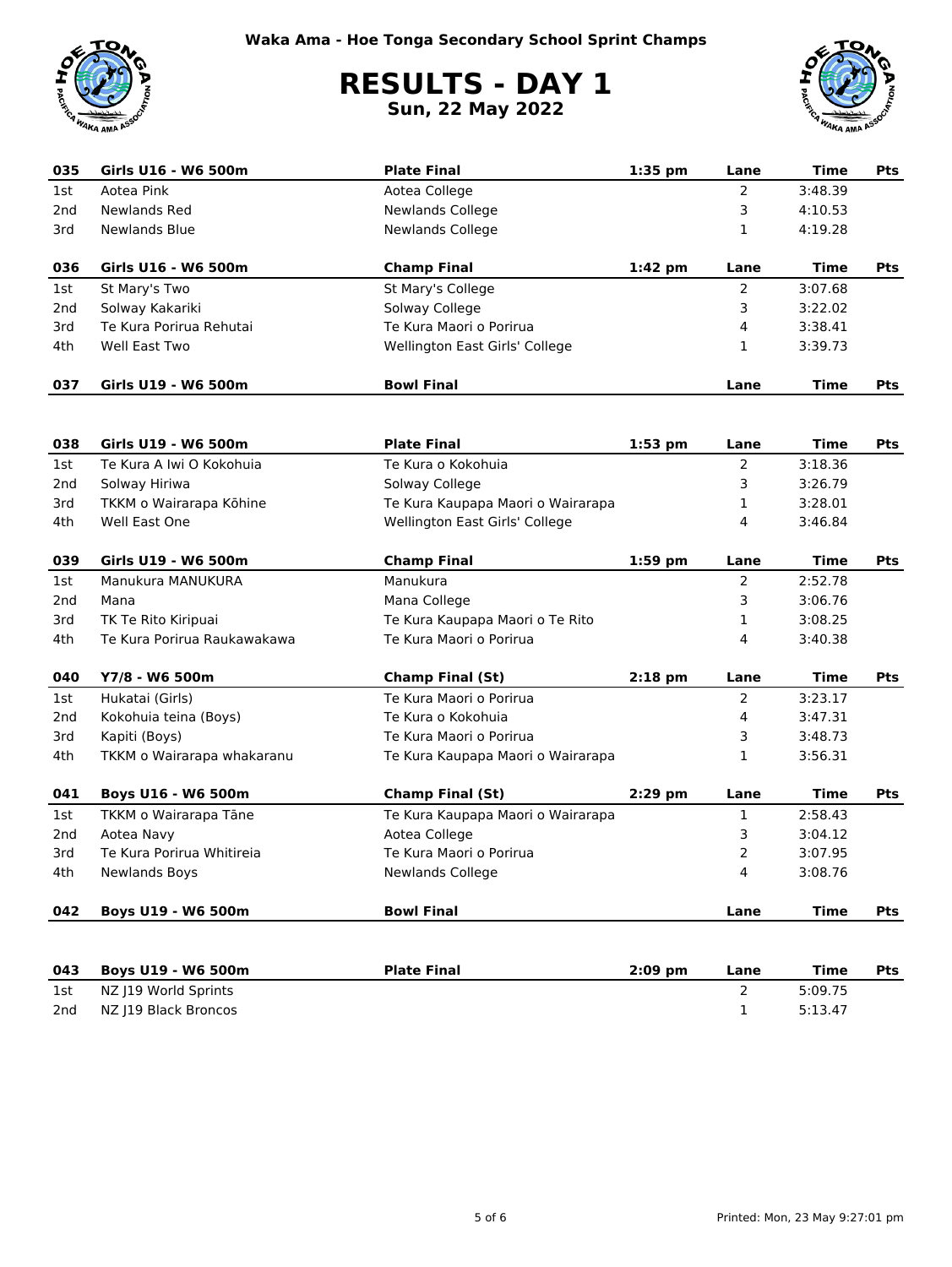Waka Ama - Hoe Tonga Secondary School Sprint Champs

# RESULTS - DAY 1

**Sun, 22 May 2022**

| 035 | Girls U16 - W6 500m | Plate Final | 1:35 pm | Lane | Time | Pts |
|---|---|---|---|---|---|---|
| 1st | Aotea Pink | Aotea College | | 2 | 3:48.39 | |
| 2nd | Newlands Red | Newlands College | | 3 | 4:10.53 | |
| 3rd | Newlands Blue | Newlands College | | 1 | 4:19.28 | |

| 036 | Girls U16 - W6 500m | Champ Final | 1:42 pm | Lane | Time | Pts |
|---|---|---|---|---|---|---|
| 1st | St Mary's Two | St Mary's College | | 2 | 3:07.68 | |
| 2nd | Solway Kakariki | Solway College | | 3 | 3:22.02 | |
| 3rd | Te Kura Porirua Rehutai | Te Kura Maori o Porirua | | 4 | 3:38.41 | |
| 4th | Well East Two | Wellington East Girls' College | | 1 | 3:39.73 | |

| 037 | Girls U19 - W6 500m | Bowl Final | | Lane | Time | Pts |
|---|---|---|---|---|---|---|

| 038 | Girls U19 - W6 500m | Plate Final | 1:53 pm | Lane | Time | Pts |
|---|---|---|---|---|---|---|
| 1st | Te Kura A Iwi O Kokohuia | Te Kura o Kokohuia | | 2 | 3:18.36 | |
| 2nd | Solway Hiriwa | Solway College | | 3 | 3:26.79 | |
| 3rd | TKKM o Wairarapa Kōhine | Te Kura Kaupapa Maori o Wairarapa | | 1 | 3:28.01 | |
| 4th | Well East One | Wellington East Girls' College | | 4 | 3:46.84 | |

| 039 | Girls U19 - W6 500m | Champ Final | 1:59 pm | Lane | Time | Pts |
|---|---|---|---|---|---|---|
| 1st | Manukura MANUKURA | Manukura | | 2 | 2:52.78 | |
| 2nd | Mana | Mana College | | 3 | 3:06.76 | |
| 3rd | TK Te Rito Kiripuai | Te Kura Kaupapa Maori o Te Rito | | 1 | 3:08.25 | |
| 4th | Te Kura Porirua Raukawakawa | Te Kura Maori o Porirua | | 4 | 3:40.38 | |

| 040 | Y7/8 - W6 500m | Champ Final (St) | 2:18 pm | Lane | Time | Pts |
|---|---|---|---|---|---|---|
| 1st | Hukatai (Girls) | Te Kura Maori o Porirua | | 2 | 3:23.17 | |
| 2nd | Kokohuia teina (Boys) | Te Kura o Kokohuia | | 4 | 3:47.31 | |
| 3rd | Kapiti (Boys) | Te Kura Maori o Porirua | | 3 | 3:48.73 | |
| 4th | TKKM o Wairarapa whakaranu | Te Kura Kaupapa Maori o Wairarapa | | 1 | 3:56.31 | |

| 041 | Boys U16 - W6 500m | Champ Final (St) | 2:29 pm | Lane | Time | Pts |
|---|---|---|---|---|---|---|
| 1st | TKKM o Wairarapa Tāne | Te Kura Kaupapa Maori o Wairarapa | | 1 | 2:58.43 | |
| 2nd | Aotea Navy | Aotea College | | 3 | 3:04.12 | |
| 3rd | Te Kura Porirua Whitireia | Te Kura Maori o Porirua | | 2 | 3:07.95 | |
| 4th | Newlands Boys | Newlands College | | 4 | 3:08.76 | |

| 042 | Boys U19 - W6 500m | Bowl Final | | Lane | Time | Pts |
|---|---|---|---|---|---|---|

| 043 | Boys U19 - W6 500m | Plate Final | 2:09 pm | Lane | Time | Pts |
|---|---|---|---|---|---|---|
| 1st | NZ J19 World Sprints | | | 2 | 5:09.75 | |
| 2nd | NZ J19 Black Broncos | | | 1 | 5:13.47 | |

Printed: Mon, 23 May 9:27:01 pm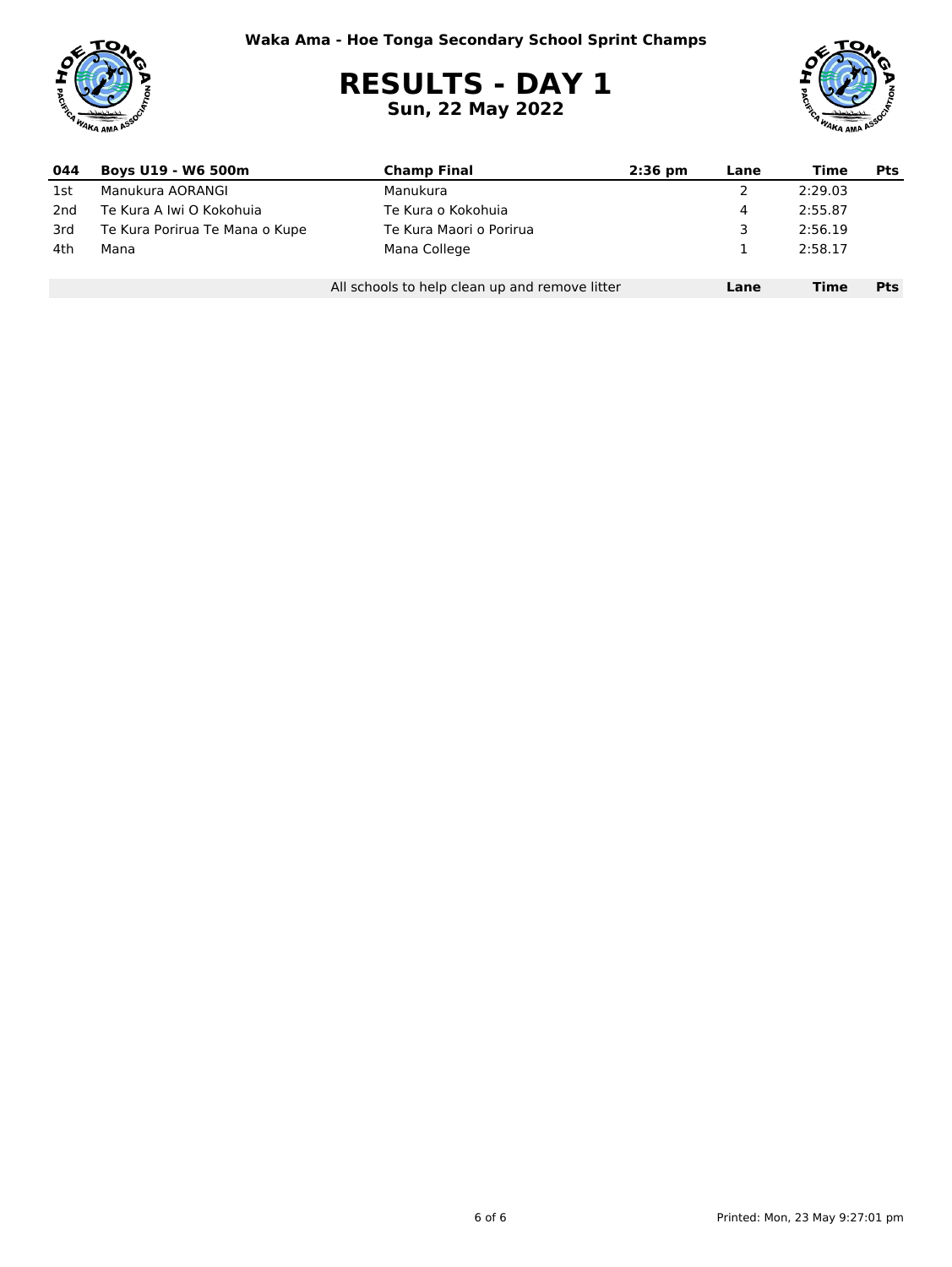Waka Ama - Hoe Tonga Secondary School Sprint Champs

# RESULTS - DAY 1

**Sun, 22 May 2022**

| 044 | Boys U19 - W6 500m | Champ Final | 2:36 pm | Lane | Time | Pts |
|---|---|---|---|---|---|---|
| 1st | Manukura AORANGI | Manukura | | 2 | 2:29.03 | |
| 2nd | Te Kura A Iwi O Kokohuia | Te Kura o Kokohuia | | 4 | 2:55.87 | |
| 3rd | Te Kura Porirua Te Mana o Kupe | Te Kura Maori o Porirua | | 3 | 2:56.19 | |
| 4th | Mana | Mana College | | 1 | 2:58.17 | |

| All schools to help clean up and remove litter | Lane | Time | Pts |
|---|---|---|---|

Printed: Mon, 23 May 9:27:01 pm